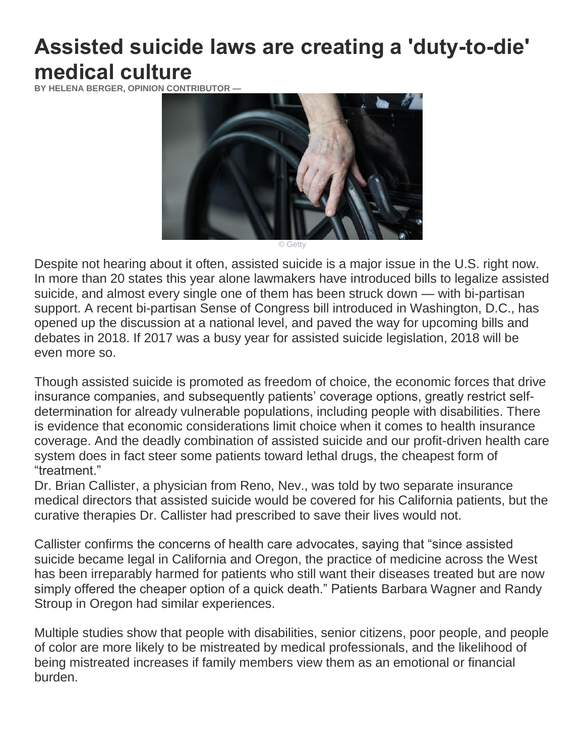# Assisted suicide laws are creating a 'duty-to-die' medical culture

**BY HELENA BERGER, OPINION CONTRIBUTOR —**

© Getty

Despite not hearing about it often, assisted suicide is a major issue in the U.S. right now. In more than 20 states this year alone lawmakers have introduced bills to legalize assisted suicide, and almost every single one of them has been struck down — with bi-partisan support. A recent bi-partisan Sense of Congress bill introduced in Washington, D.C., has opened up the discussion at a national level, and paved the way for upcoming bills and debates in 2018. If 2017 was a busy year for assisted suicide legislation, 2018 will be even more so.

Though assisted suicide is promoted as freedom of choice, the economic forces that drive insurance companies, and subsequently patients' coverage options, greatly restrict self-determination for already vulnerable populations, including people with disabilities. There is evidence that economic considerations limit choice when it comes to health insurance coverage. And the deadly combination of assisted suicide and our profit-driven health care system does in fact steer some patients toward lethal drugs, the cheapest form of "treatment."

Dr. Brian Callister, a physician from Reno, Nev., was told by two separate insurance medical directors that assisted suicide would be covered for his California patients, but the curative therapies Dr. Callister had prescribed to save their lives would not.

Callister confirms the concerns of health care advocates, saying that "since assisted suicide became legal in California and Oregon, the practice of medicine across the West has been irreparably harmed for patients who still want their diseases treated but are now simply offered the cheaper option of a quick death." Patients Barbara Wagner and Randy Stroup in Oregon had similar experiences.

Multiple studies show that people with disabilities, senior citizens, poor people, and people of color are more likely to be mistreated by medical professionals, and the likelihood of being mistreated increases if family members view them as an emotional or financial burden.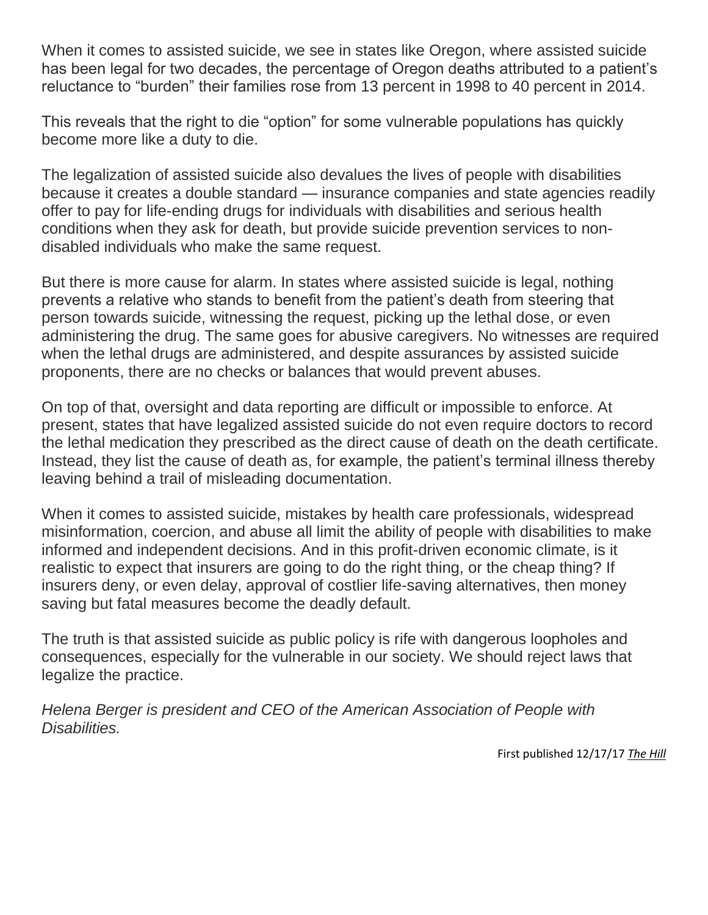When it comes to assisted suicide, we see in states like Oregon, where assisted suicide has been legal for two decades, the percentage of Oregon deaths attributed to a patient's reluctance to "burden" their families rose from 13 percent in 1998 to 40 percent in 2014.

This reveals that the right to die "option" for some vulnerable populations has quickly become more like a duty to die.

The legalization of assisted suicide also devalues the lives of people with disabilities because it creates a double standard — insurance companies and state agencies readily offer to pay for life-ending drugs for individuals with disabilities and serious health conditions when they ask for death, but provide suicide prevention services to non-disabled individuals who make the same request.

But there is more cause for alarm. In states where assisted suicide is legal, nothing prevents a relative who stands to benefit from the patient's death from steering that person towards suicide, witnessing the request, picking up the lethal dose, or even administering the drug. The same goes for abusive caregivers. No witnesses are required when the lethal drugs are administered, and despite assurances by assisted suicide proponents, there are no checks or balances that would prevent abuses.

On top of that, oversight and data reporting are difficult or impossible to enforce. At present, states that have legalized assisted suicide do not even require doctors to record the lethal medication they prescribed as the direct cause of death on the death certificate. Instead, they list the cause of death as, for example, the patient's terminal illness thereby leaving behind a trail of misleading documentation.

When it comes to assisted suicide, mistakes by health care professionals, widespread misinformation, coercion, and abuse all limit the ability of people with disabilities to make informed and independent decisions. And in this profit-driven economic climate, is it realistic to expect that insurers are going to do the right thing, or the cheap thing? If insurers deny, or even delay, approval of costlier life-saving alternatives, then money saving but fatal measures become the deadly default.

The truth is that assisted suicide as public policy is rife with dangerous loopholes and consequences, especially for the vulnerable in our society. We should reject laws that legalize the practice.

*Helena Berger is president and CEO of the American Association of People with Disabilities.*

First published 12/17/17 *The Hill*